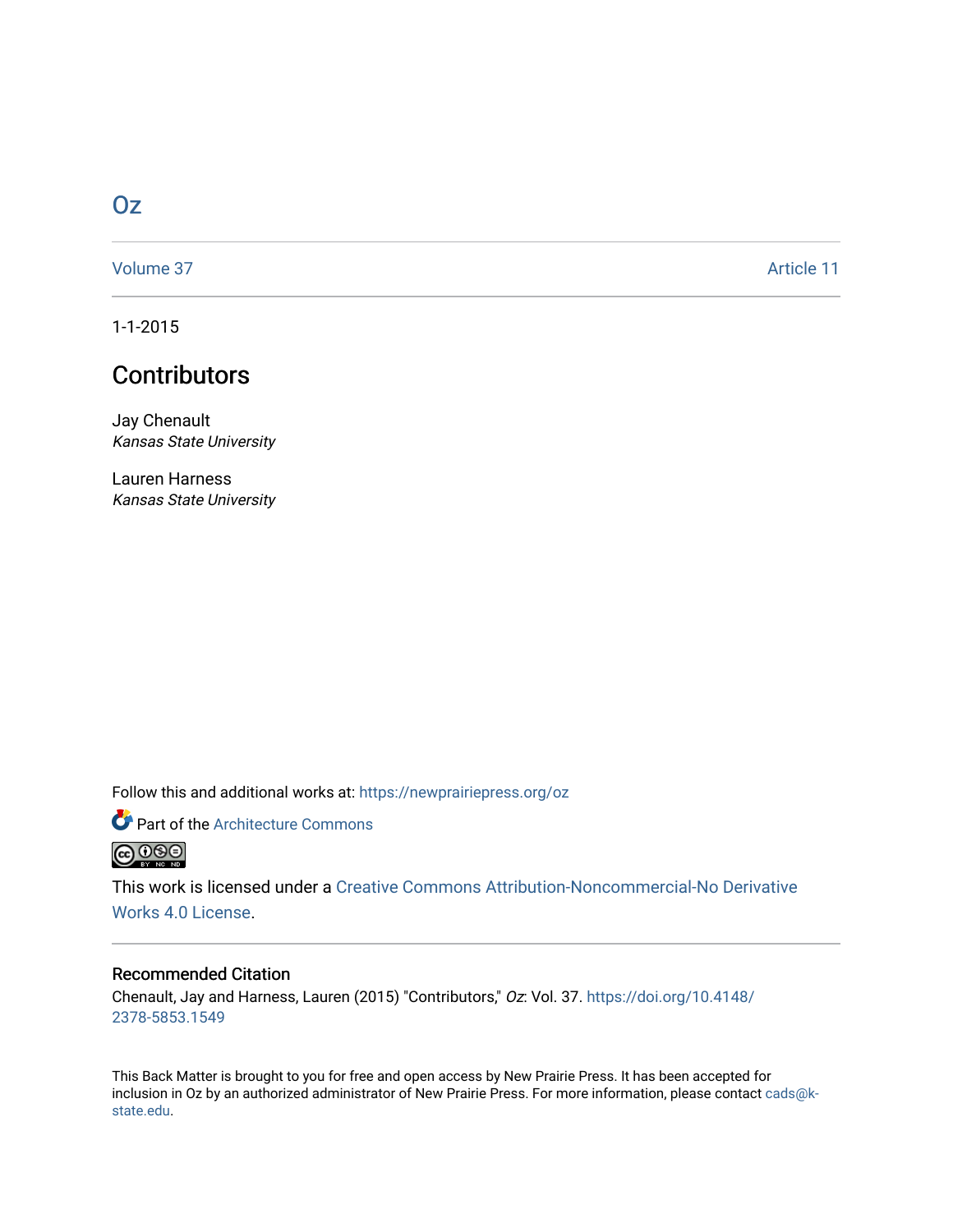# Oz

Volume 37 Article 11

1-1-2015

## Contributors

Jay Chenault
*Kansas State University*

Lauren Harness
*Kansas State University*

Follow this and additional works at: https://newprairiepress.org/oz

Part of the Architecture Commons

This work is licensed under a Creative Commons Attribution-Noncommercial-No Derivative Works 4.0 License.

### Recommended Citation

Chenault, Jay and Harness, Lauren (2015) "Contributors," *Oz*: Vol. 37. https://doi.org/10.4148/2378-5853.1549

This Back Matter is brought to you for free and open access by New Prairie Press. It has been accepted for inclusion in Oz by an authorized administrator of New Prairie Press. For more information, please contact cads@k-state.edu.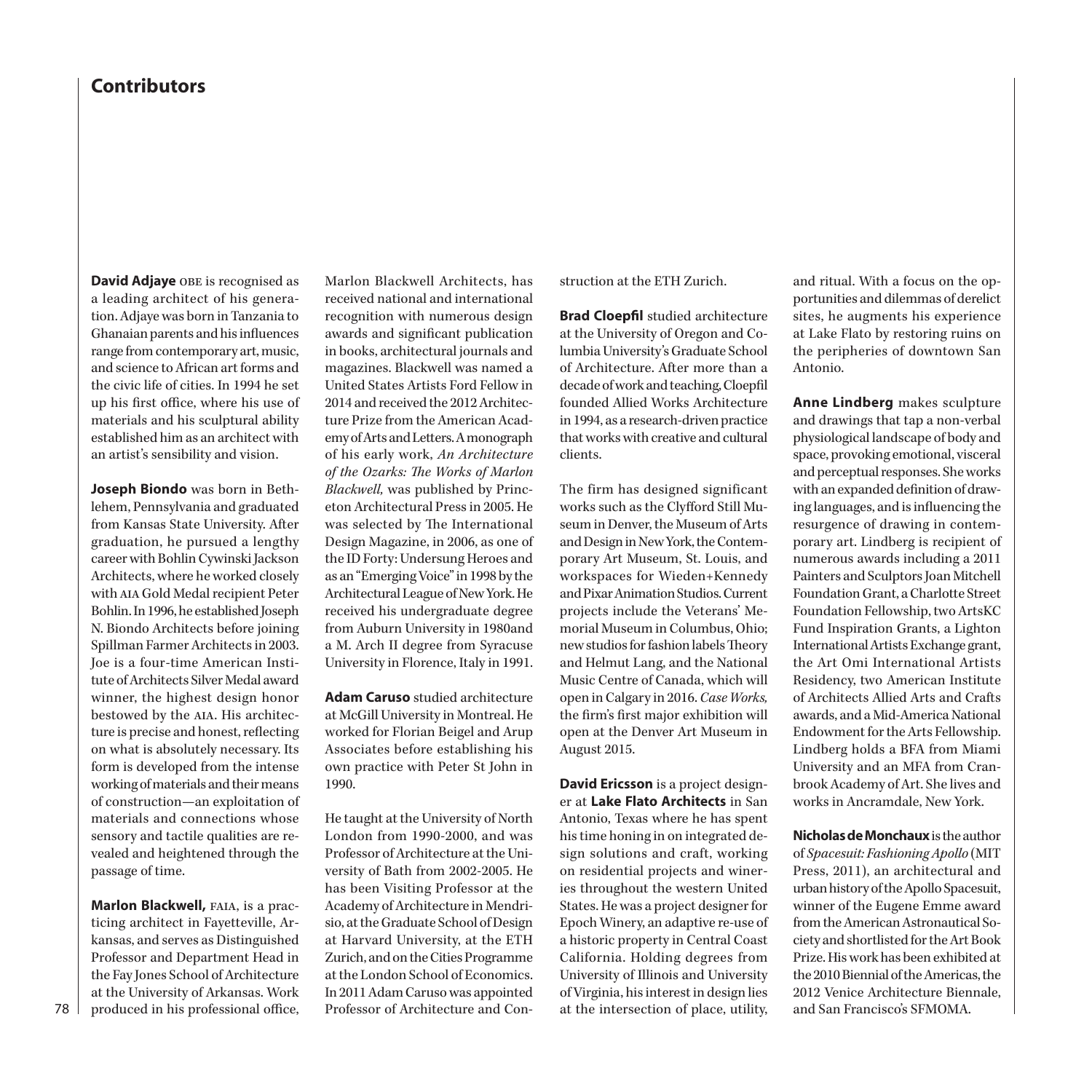## Contributors

**David Adjaye** OBE is recognised as a leading architect of his generation. Adjaye was born in Tanzania to Ghanaian parents and his influences range from contemporary art, music, and science to African art forms and the civic life of cities. In 1994 he set up his first office, where his use of materials and his sculptural ability established him as an architect with an artist's sensibility and vision.

**Joseph Biondo** was born in Bethlehem, Pennsylvania and graduated from Kansas State University. After graduation, he pursued a lengthy career with Bohlin Cywinski Jackson Architects, where he worked closely with AIA Gold Medal recipient Peter Bohlin. In 1996, he established Joseph N. Biondo Architects before joining Spillman Farmer Architects in 2003. Joe is a four-time American Institute of Architects Silver Medal award winner, the highest design honor bestowed by the AIA. His architecture is precise and honest, reflecting on what is absolutely necessary. Its form is developed from the intense working of materials and their means of construction—an exploitation of materials and connections whose sensory and tactile qualities are revealed and heightened through the passage of time.

**Marlon Blackwell,** FAIA, is a practicing architect in Fayetteville, Arkansas, and serves as Distinguished Professor and Department Head in the Fay Jones School of Architecture at the University of Arkansas. Work produced in his professional office, Marlon Blackwell Architects, has received national and international recognition with numerous design awards and significant publication in books, architectural journals and magazines. Blackwell was named a United States Artists Ford Fellow in 2014 and received the 2012 Architecture Prize from the American Academy of Arts and Letters. A monograph of his early work, *An Architecture of the Ozarks: The Works of Marlon Blackwell,* was published by Princeton Architectural Press in 2005. He was selected by The International Design Magazine, in 2006, as one of the ID Forty: Undersung Heroes and as an "Emerging Voice" in 1998 by the Architectural League of New York. He received his undergraduate degree from Auburn University in 1980and a M. Arch II degree from Syracuse University in Florence, Italy in 1991.

**Adam Caruso** studied architecture at McGill University in Montreal. He worked for Florian Beigel and Arup Associates before establishing his own practice with Peter St John in 1990.

He taught at the University of North London from 1990-2000, and was Professor of Architecture at the University of Bath from 2002-2005. He has been Visiting Professor at the Academy of Architecture in Mendrisio, at the Graduate School of Design at Harvard University, at the ETH Zurich, and on the Cities Programme at the London School of Economics. In 2011 Adam Caruso was appointed Professor of Architecture and Construction at the ETH Zurich.

**Brad Cloepfil** studied architecture at the University of Oregon and Columbia University's Graduate School of Architecture. After more than a decade of work and teaching, Cloepfil founded Allied Works Architecture in 1994, as a research-driven practice that works with creative and cultural clients.

The firm has designed significant works such as the Clyfford Still Museum in Denver, the Museum of Arts and Design in New York, the Contemporary Art Museum, St. Louis, and workspaces for Wieden+Kennedy and Pixar Animation Studios. Current projects include the Veterans' Memorial Museum in Columbus, Ohio; new studios for fashion labels Theory and Helmut Lang, and the National Music Centre of Canada, which will open in Calgary in 2016. *Case Works,* the firm's first major exhibition will open at the Denver Art Museum in August 2015.

**David Ericsson** is a project designer at **Lake Flato Architects** in San Antonio, Texas where he has spent his time honing in on integrated design solutions and craft, working on residential projects and wineries throughout the western United States. He was a project designer for Epoch Winery, an adaptive re-use of a historic property in Central Coast California. Holding degrees from University of Illinois and University of Virginia, his interest in design lies at the intersection of place, utility, and ritual. With a focus on the opportunities and dilemmas of derelict sites, he augments his experience at Lake Flato by restoring ruins on the peripheries of downtown San Antonio.

**Anne Lindberg** makes sculpture and drawings that tap a non-verbal physiological landscape of body and space, provoking emotional, visceral and perceptual responses. She works with an expanded definition of drawing languages, and is influencing the resurgence of drawing in contemporary art. Lindberg is recipient of numerous awards including a 2011 Painters and Sculptors Joan Mitchell Foundation Grant, a Charlotte Street Foundation Fellowship, two ArtsKC Fund Inspiration Grants, a Lighton International Artists Exchange grant, the Art Omi International Artists Residency, two American Institute of Architects Allied Arts and Crafts awards, and a Mid-America National Endowment for the Arts Fellowship. Lindberg holds a BFA from Miami University and an MFA from Cranbrook Academy of Art. She lives and works in Ancramdale, New York.

**Nicholas de Monchaux** is the author of *Spacesuit: Fashioning Apollo* (MIT Press, 2011), an architectural and urban history of the Apollo Spacesuit, winner of the Eugene Emme award from the American Astronautical Society and shortlisted for the Art Book Prize. His work has been exhibited at the 2010 Biennial of the Americas, the 2012 Venice Architecture Biennale, and San Francisco's SFMOMA.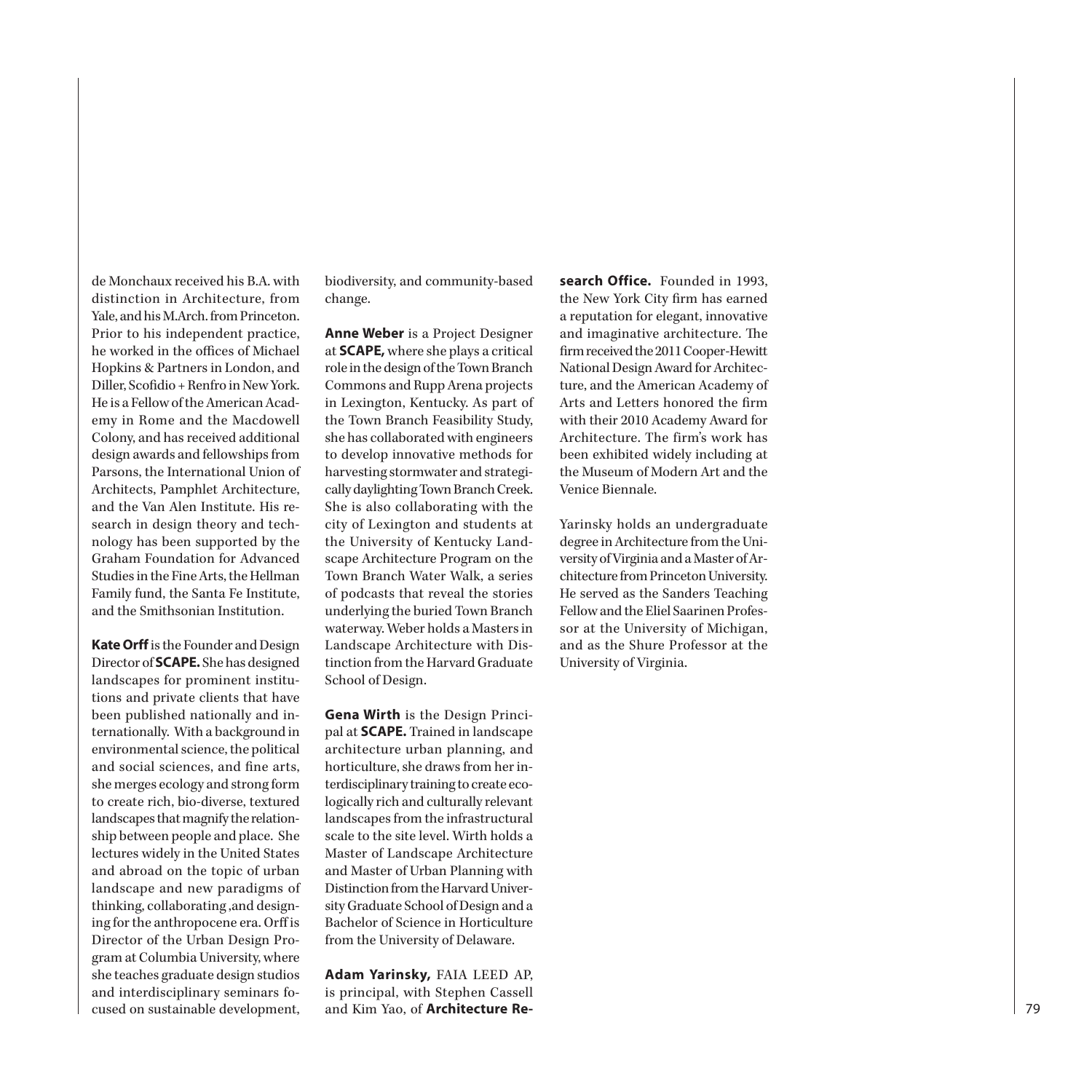de Monchaux received his B.A. with distinction in Architecture, from Yale, and his M.Arch. from Princeton. Prior to his independent practice, he worked in the offices of Michael Hopkins & Partners in London, and Diller, Scofidio + Renfro in New York. He is a Fellow of the American Academy in Rome and the Macdowell Colony, and has received additional design awards and fellowships from Parsons, the International Union of Architects, Pamphlet Architecture, and the Van Alen Institute. His research in design theory and technology has been supported by the Graham Foundation for Advanced Studies in the Fine Arts, the Hellman Family fund, the Santa Fe Institute, and the Smithsonian Institution.

**Kate Orff** is the Founder and Design Director of **SCAPE.** She has designed landscapes for prominent institutions and private clients that have been published nationally and internationally. With a background in environmental science, the political and social sciences, and fine arts, she merges ecology and strong form to create rich, bio-diverse, textured landscapes that magnify the relationship between people and place. She lectures widely in the United States and abroad on the topic of urban landscape and new paradigms of thinking, collaborating ,and designing for the anthropocene era. Orff is Director of the Urban Design Program at Columbia University, where she teaches graduate design studios and interdisciplinary seminars focused on sustainable development, biodiversity, and community-based change.

**Anne Weber** is a Project Designer at **SCAPE,** where she plays a critical role in the design of the Town Branch Commons and Rupp Arena projects in Lexington, Kentucky. As part of the Town Branch Feasibility Study, she has collaborated with engineers to develop innovative methods for harvesting stormwater and strategically daylighting Town Branch Creek. She is also collaborating with the city of Lexington and students at the University of Kentucky Landscape Architecture Program on the Town Branch Water Walk, a series of podcasts that reveal the stories underlying the buried Town Branch waterway. Weber holds a Masters in Landscape Architecture with Distinction from the Harvard Graduate School of Design.

**Gena Wirth** is the Design Principal at **SCAPE.** Trained in landscape architecture urban planning, and horticulture, she draws from her interdisciplinary training to create ecologically rich and culturally relevant landscapes from the infrastructural scale to the site level. Wirth holds a Master of Landscape Architecture and Master of Urban Planning with Distinction from the Harvard University Graduate School of Design and a Bachelor of Science in Horticulture from the University of Delaware.

**Adam Yarinsky,** FAIA LEED AP, is principal, with Stephen Cassell and Kim Yao, of **Architecture Research Office.** Founded in 1993, the New York City firm has earned a reputation for elegant, innovative and imaginative architecture. The firm received the 2011 Cooper-Hewitt National Design Award for Architecture, and the American Academy of Arts and Letters honored the firm with their 2010 Academy Award for Architecture. The firm's work has been exhibited widely including at the Museum of Modern Art and the Venice Biennale.

Yarinsky holds an undergraduate degree in Architecture from the University of Virginia and a Master of Architecture from Princeton University. He served as the Sanders Teaching Fellow and the Eliel Saarinen Professor at the University of Michigan, and as the Shure Professor at the University of Virginia.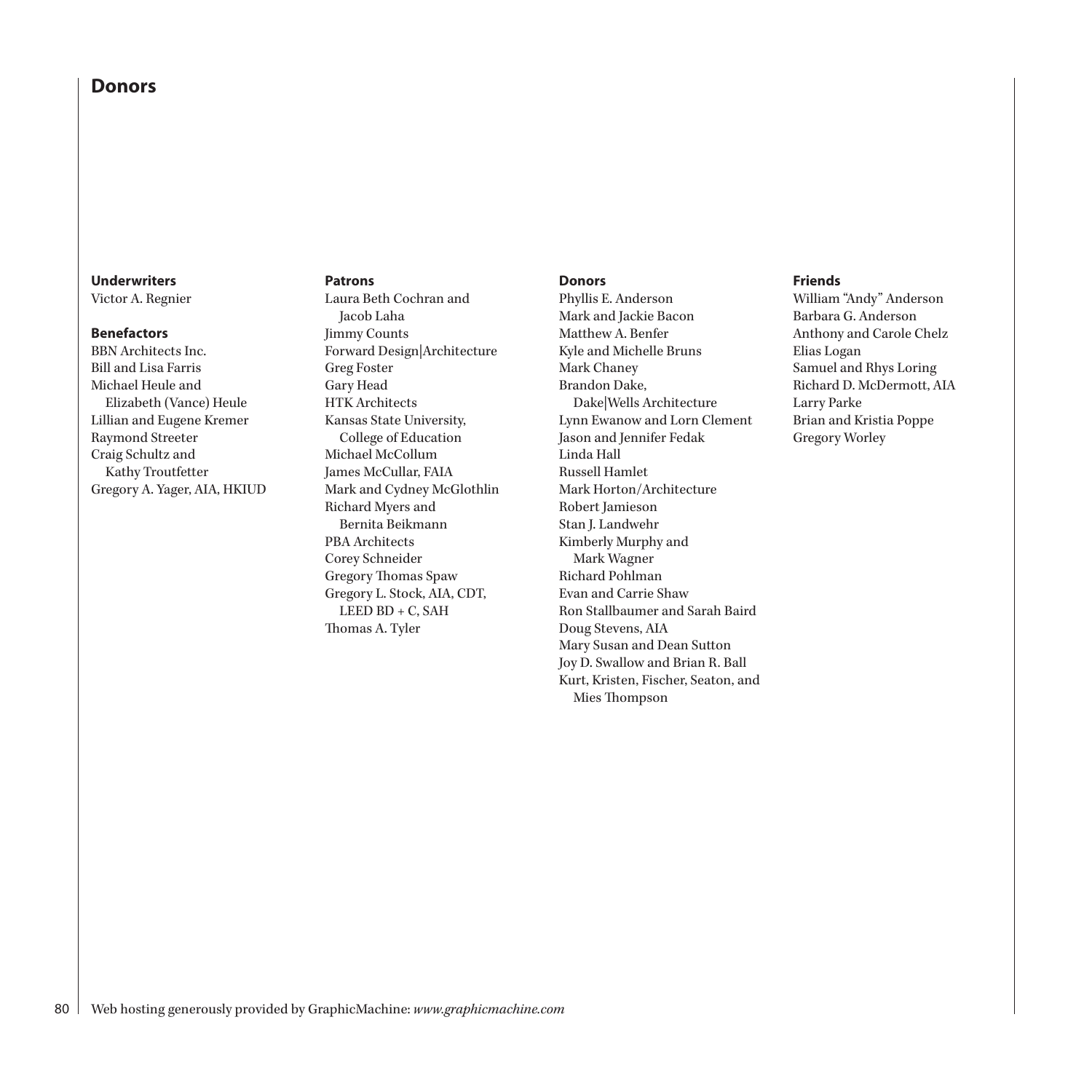# Donors

### Underwriters

Victor A. Regnier

### Benefactors

BBN Architects Inc.
Bill and Lisa Farris
Michael Heule and Elizabeth (Vance) Heule
Lillian and Eugene Kremer
Raymond Streeter
Craig Schultz and Kathy Troutfetter
Gregory A. Yager, AIA, HKIUD

### Patrons

Laura Beth Cochran and Jacob Laha
Jimmy Counts
Forward Design|Architecture
Greg Foster
Gary Head
HTK Architects
Kansas State University, College of Education
Michael McCollum
James McCullar, FAIA
Mark and Cydney McGlothlin
Richard Myers and Bernita Beikmann
PBA Architects
Corey Schneider
Gregory Thomas Spaw
Gregory L. Stock, AIA, CDT, LEED BD + C, SAH
Thomas A. Tyler

### Donors

Phyllis E. Anderson
Mark and Jackie Bacon
Matthew A. Benfer
Kyle and Michelle Bruns
Mark Chaney
Brandon Dake, Dake|Wells Architecture
Lynn Ewanow and Lorn Clement
Jason and Jennifer Fedak
Linda Hall
Russell Hamlet
Mark Horton/Architecture
Robert Jamieson
Stan J. Landwehr
Kimberly Murphy and Mark Wagner
Richard Pohlman
Evan and Carrie Shaw
Ron Stallbaumer and Sarah Baird
Doug Stevens, AIA
Mary Susan and Dean Sutton
Joy D. Swallow and Brian R. Ball
Kurt, Kristen, Fischer, Seaton, and Mies Thompson

### Friends

William "Andy" Anderson
Barbara G. Anderson
Anthony and Carole Chelz
Elias Logan
Samuel and Rhys Loring
Richard D. McDermott, AIA
Larry Parke
Brian and Kristia Poppe
Gregory Worley

Web hosting generously provided by GraphicMachine: *www.graphicmachine.com*